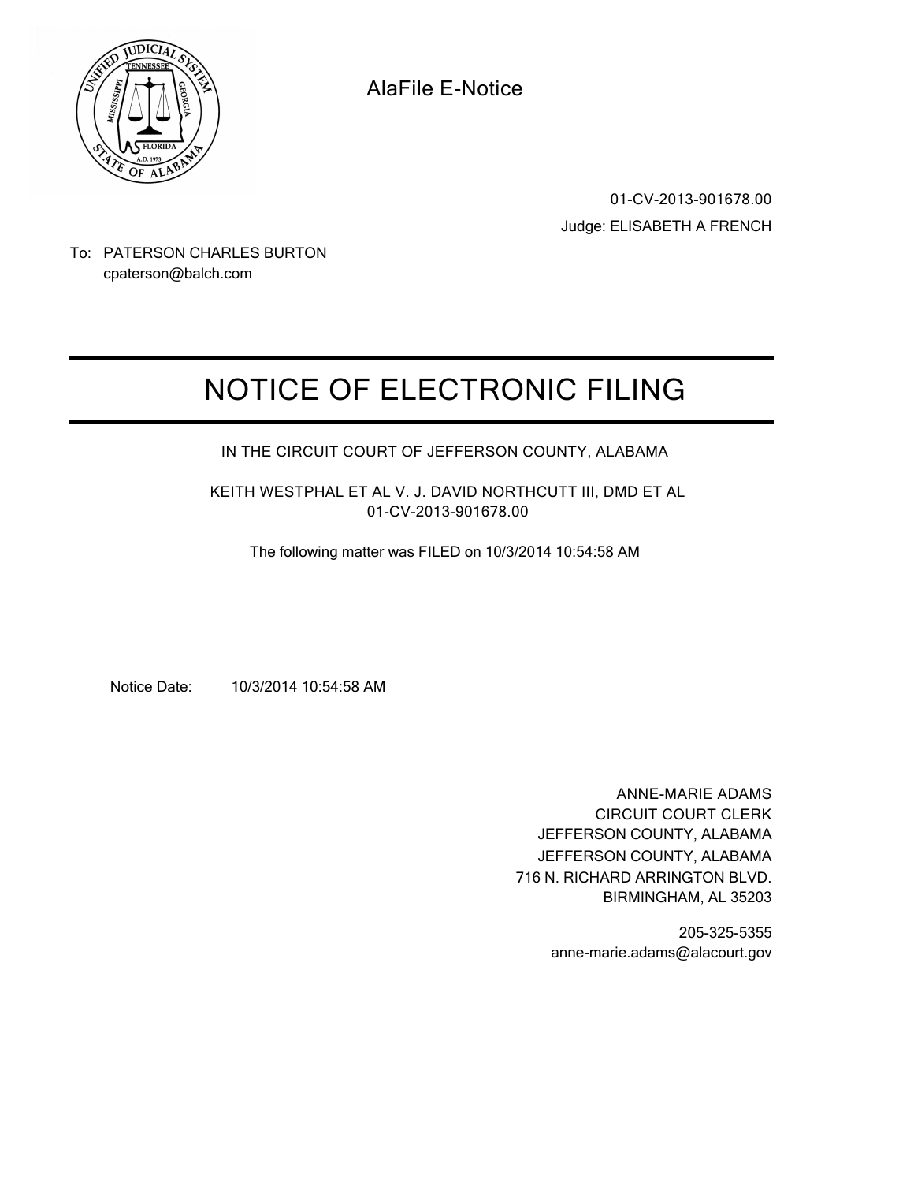AlaFile E-Notice

01-CV-2013-901678.00

Judge: ELISABETH A FRENCH

To: PATERSON CHARLES BURTON
cpaterson@balch.com

# NOTICE OF ELECTRONIC FILING

IN THE CIRCUIT COURT OF JEFFERSON COUNTY, ALABAMA

KEITH WESTPHAL ET AL V. J. DAVID NORTHCUTT III, DMD ET AL
01-CV-2013-901678.00

The following matter was FILED on 10/3/2014 10:54:58 AM

Notice Date: 10/3/2014 10:54:58 AM

ANNE-MARIE ADAMS
CIRCUIT COURT CLERK
JEFFERSON COUNTY, ALABAMA
JEFFERSON COUNTY, ALABAMA
716 N. RICHARD ARRINGTON BLVD.
BIRMINGHAM, AL 35203

205-325-5355
anne-marie.adams@alacourt.gov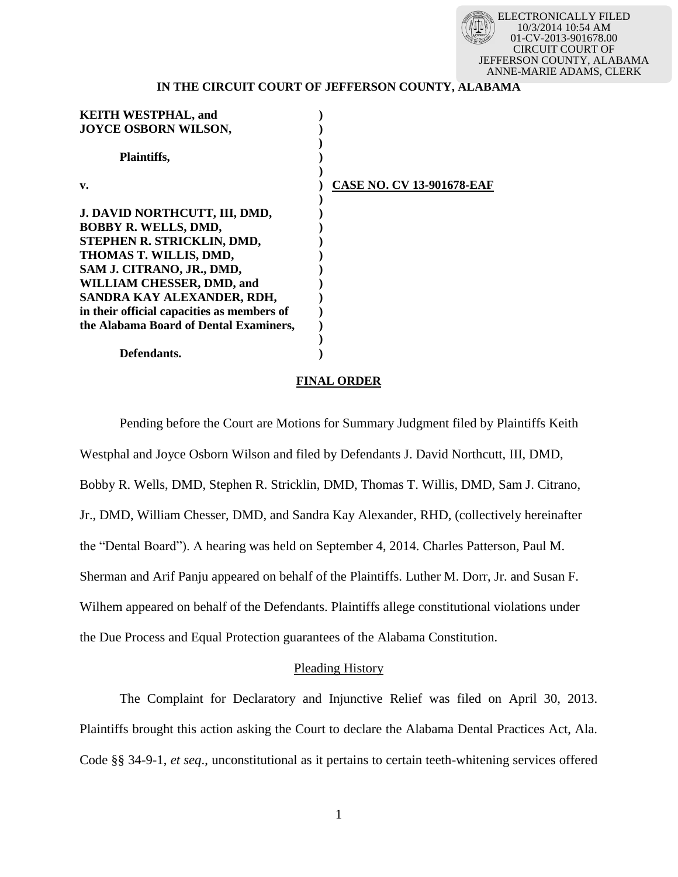ELECTRONICALLY FILED
10/3/2014 10:54 AM
01-CV-2013-901678.00
CIRCUIT COURT OF
JEFFERSON COUNTY, ALABAMA
ANNE-MARIE ADAMS, CLERK

**IN THE CIRCUIT COURT OF JEFFERSON COUNTY, ALABAMA**

**KEITH WESTPHAL, and**
**JOYCE OSBORN WILSON,**

**Plaintiffs,**

**v.** **CASE NO. CV 13-901678-EAF**

**J. DAVID NORTHCUTT, III, DMD,**
**BOBBY R. WELLS, DMD,**
**STEPHEN R. STRICKLIN, DMD,**
**THOMAS T. WILLIS, DMD,**
**SAM J. CITRANO, JR., DMD,**
**WILLIAM CHESSER, DMD, and**
**SANDRA KAY ALEXANDER, RDH,**
**in their official capacities as members of**
**the Alabama Board of Dental Examiners,**

**Defendants.**

## FINAL ORDER

Pending before the Court are Motions for Summary Judgment filed by Plaintiffs Keith Westphal and Joyce Osborn Wilson and filed by Defendants J. David Northcutt, III, DMD, Bobby R. Wells, DMD, Stephen R. Stricklin, DMD, Thomas T. Willis, DMD, Sam J. Citrano, Jr., DMD, William Chesser, DMD, and Sandra Kay Alexander, RHD, (collectively hereinafter the "Dental Board"). A hearing was held on September 4, 2014. Charles Patterson, Paul M. Sherman and Arif Panju appeared on behalf of the Plaintiffs. Luther M. Dorr, Jr. and Susan F. Wilhem appeared on behalf of the Defendants. Plaintiffs allege constitutional violations under the Due Process and Equal Protection guarantees of the Alabama Constitution.

### Pleading History

The Complaint for Declaratory and Injunctive Relief was filed on April 30, 2013. Plaintiffs brought this action asking the Court to declare the Alabama Dental Practices Act, Ala. Code §§ 34-9-1, *et seq*., unconstitutional as it pertains to certain teeth-whitening services offered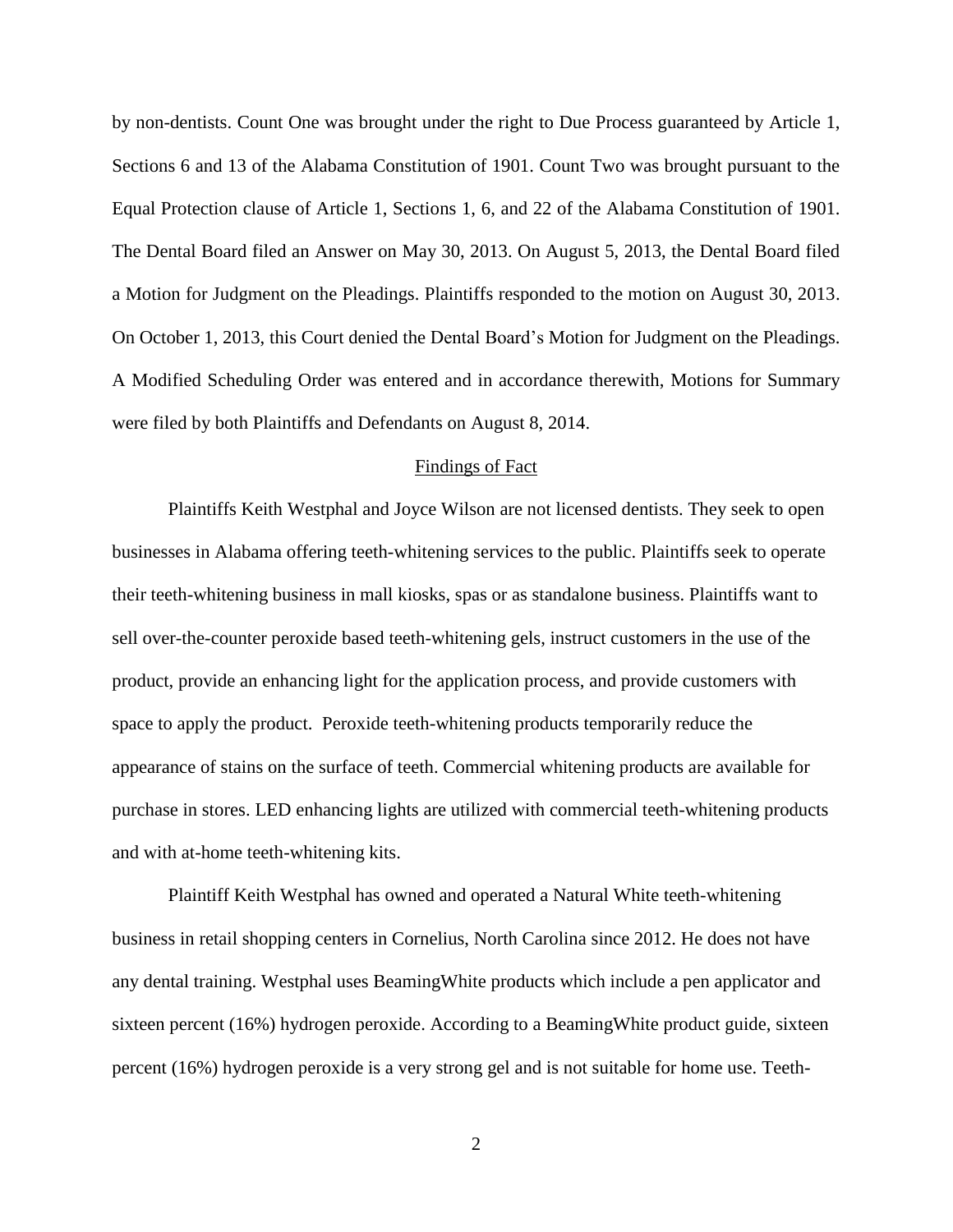by non-dentists. Count One was brought under the right to Due Process guaranteed by Article 1, Sections 6 and 13 of the Alabama Constitution of 1901. Count Two was brought pursuant to the Equal Protection clause of Article 1, Sections 1, 6, and 22 of the Alabama Constitution of 1901. The Dental Board filed an Answer on May 30, 2013. On August 5, 2013, the Dental Board filed a Motion for Judgment on the Pleadings. Plaintiffs responded to the motion on August 30, 2013. On October 1, 2013, this Court denied the Dental Board's Motion for Judgment on the Pleadings. A Modified Scheduling Order was entered and in accordance therewith, Motions for Summary were filed by both Plaintiffs and Defendants on August 8, 2014.

## Findings of Fact

Plaintiffs Keith Westphal and Joyce Wilson are not licensed dentists. They seek to open businesses in Alabama offering teeth-whitening services to the public. Plaintiffs seek to operate their teeth-whitening business in mall kiosks, spas or as standalone business. Plaintiffs want to sell over-the-counter peroxide based teeth-whitening gels, instruct customers in the use of the product, provide an enhancing light for the application process, and provide customers with space to apply the product. Peroxide teeth-whitening products temporarily reduce the appearance of stains on the surface of teeth. Commercial whitening products are available for purchase in stores. LED enhancing lights are utilized with commercial teeth-whitening products and with at-home teeth-whitening kits.

Plaintiff Keith Westphal has owned and operated a Natural White teeth-whitening business in retail shopping centers in Cornelius, North Carolina since 2012. He does not have any dental training. Westphal uses BeamingWhite products which include a pen applicator and sixteen percent (16%) hydrogen peroxide. According to a BeamingWhite product guide, sixteen percent (16%) hydrogen peroxide is a very strong gel and is not suitable for home use. Teeth-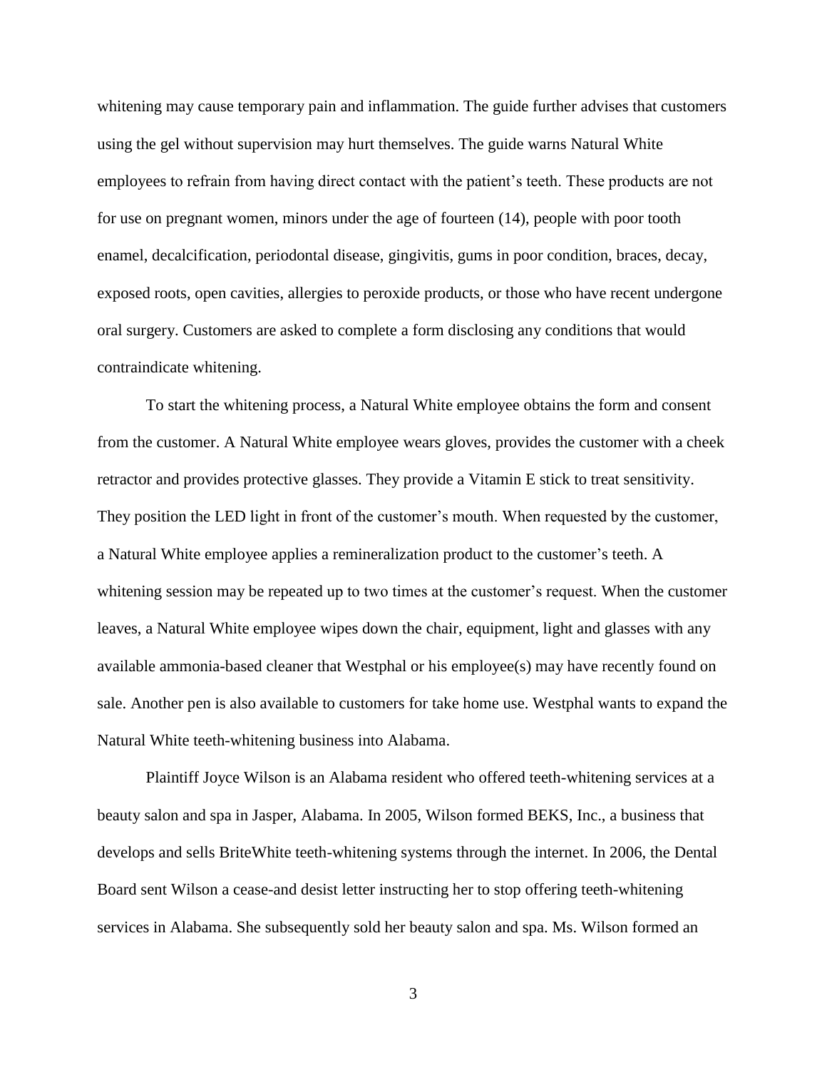whitening may cause temporary pain and inflammation. The guide further advises that customers using the gel without supervision may hurt themselves. The guide warns Natural White employees to refrain from having direct contact with the patient's teeth. These products are not for use on pregnant women, minors under the age of fourteen (14), people with poor tooth enamel, decalcification, periodontal disease, gingivitis, gums in poor condition, braces, decay, exposed roots, open cavities, allergies to peroxide products, or those who have recent undergone oral surgery. Customers are asked to complete a form disclosing any conditions that would contraindicate whitening.

To start the whitening process, a Natural White employee obtains the form and consent from the customer. A Natural White employee wears gloves, provides the customer with a cheek retractor and provides protective glasses. They provide a Vitamin E stick to treat sensitivity. They position the LED light in front of the customer's mouth. When requested by the customer, a Natural White employee applies a remineralization product to the customer's teeth. A whitening session may be repeated up to two times at the customer's request. When the customer leaves, a Natural White employee wipes down the chair, equipment, light and glasses with any available ammonia-based cleaner that Westphal or his employee(s) may have recently found on sale. Another pen is also available to customers for take home use. Westphal wants to expand the Natural White teeth-whitening business into Alabama.

Plaintiff Joyce Wilson is an Alabama resident who offered teeth-whitening services at a beauty salon and spa in Jasper, Alabama. In 2005, Wilson formed BEKS, Inc., a business that develops and sells BriteWhite teeth-whitening systems through the internet. In 2006, the Dental Board sent Wilson a cease-and desist letter instructing her to stop offering teeth-whitening services in Alabama. She subsequently sold her beauty salon and spa. Ms. Wilson formed an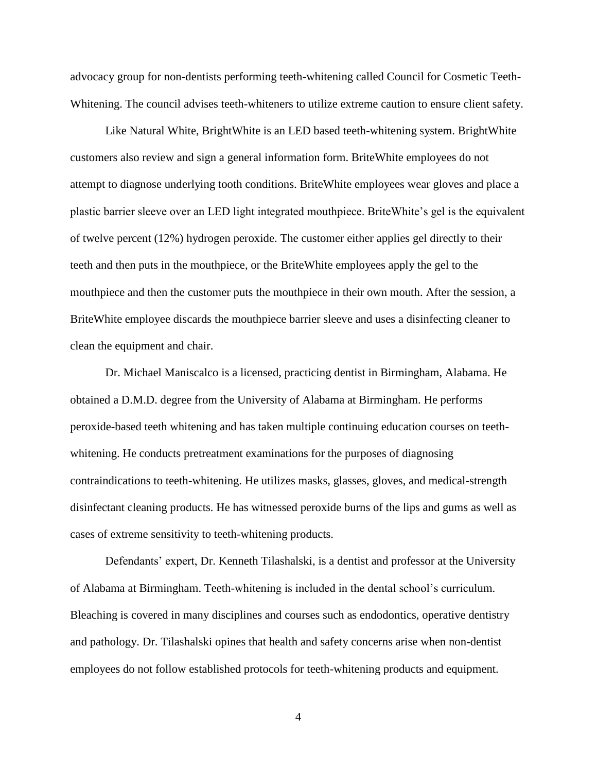advocacy group for non-dentists performing teeth-whitening called Council for Cosmetic Teeth-Whitening. The council advises teeth-whiteners to utilize extreme caution to ensure client safety.

Like Natural White, BrightWhite is an LED based teeth-whitening system. BrightWhite customers also review and sign a general information form. BriteWhite employees do not attempt to diagnose underlying tooth conditions. BriteWhite employees wear gloves and place a plastic barrier sleeve over an LED light integrated mouthpiece. BriteWhite's gel is the equivalent of twelve percent (12%) hydrogen peroxide. The customer either applies gel directly to their teeth and then puts in the mouthpiece, or the BriteWhite employees apply the gel to the mouthpiece and then the customer puts the mouthpiece in their own mouth. After the session, a BriteWhite employee discards the mouthpiece barrier sleeve and uses a disinfecting cleaner to clean the equipment and chair.

Dr. Michael Maniscalco is a licensed, practicing dentist in Birmingham, Alabama. He obtained a D.M.D. degree from the University of Alabama at Birmingham. He performs peroxide-based teeth whitening and has taken multiple continuing education courses on teeth-whitening. He conducts pretreatment examinations for the purposes of diagnosing contraindications to teeth-whitening. He utilizes masks, glasses, gloves, and medical-strength disinfectant cleaning products. He has witnessed peroxide burns of the lips and gums as well as cases of extreme sensitivity to teeth-whitening products.

Defendants' expert, Dr. Kenneth Tilashalski, is a dentist and professor at the University of Alabama at Birmingham. Teeth-whitening is included in the dental school's curriculum. Bleaching is covered in many disciplines and courses such as endodontics, operative dentistry and pathology. Dr. Tilashalski opines that health and safety concerns arise when non-dentist employees do not follow established protocols for teeth-whitening products and equipment.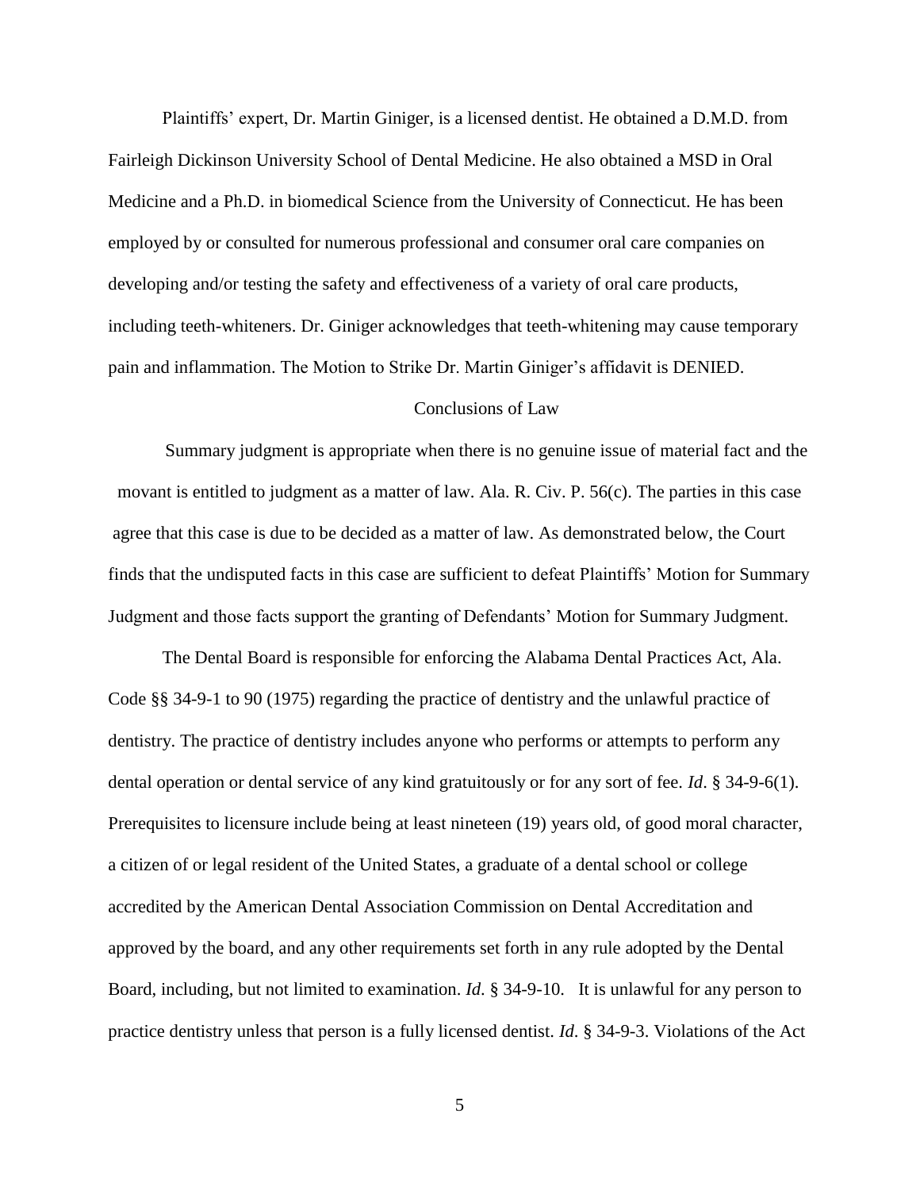Plaintiffs' expert, Dr. Martin Giniger, is a licensed dentist. He obtained a D.M.D. from Fairleigh Dickinson University School of Dental Medicine. He also obtained a MSD in Oral Medicine and a Ph.D. in biomedical Science from the University of Connecticut. He has been employed by or consulted for numerous professional and consumer oral care companies on developing and/or testing the safety and effectiveness of a variety of oral care products, including teeth-whiteners. Dr. Giniger acknowledges that teeth-whitening may cause temporary pain and inflammation. The Motion to Strike Dr. Martin Giniger's affidavit is DENIED.

## Conclusions of Law

Summary judgment is appropriate when there is no genuine issue of material fact and the movant is entitled to judgment as a matter of law. Ala. R. Civ. P. 56(c). The parties in this case agree that this case is due to be decided as a matter of law. As demonstrated below, the Court finds that the undisputed facts in this case are sufficient to defeat Plaintiffs' Motion for Summary Judgment and those facts support the granting of Defendants' Motion for Summary Judgment.

The Dental Board is responsible for enforcing the Alabama Dental Practices Act, Ala. Code §§ 34-9-1 to 90 (1975) regarding the practice of dentistry and the unlawful practice of dentistry. The practice of dentistry includes anyone who performs or attempts to perform any dental operation or dental service of any kind gratuitously or for any sort of fee. *Id*. § 34-9-6(1). Prerequisites to licensure include being at least nineteen (19) years old, of good moral character, a citizen of or legal resident of the United States, a graduate of a dental school or college accredited by the American Dental Association Commission on Dental Accreditation and approved by the board, and any other requirements set forth in any rule adopted by the Dental Board, including, but not limited to examination. *Id*. § 34-9-10. It is unlawful for any person to practice dentistry unless that person is a fully licensed dentist. *Id*. § 34-9-3. Violations of the Act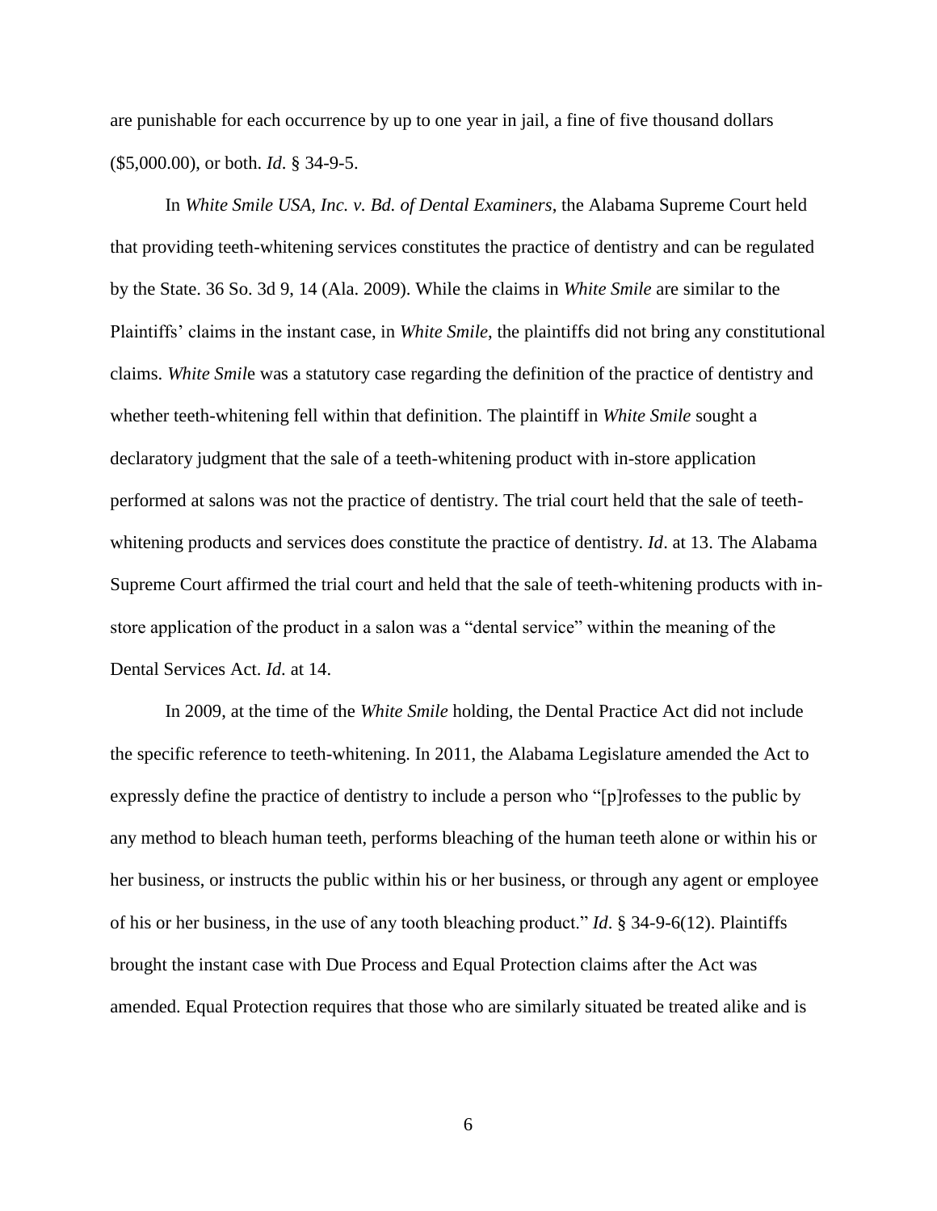are punishable for each occurrence by up to one year in jail, a fine of five thousand dollars ($5,000.00), or both. *Id.* § 34-9-5.

In *White Smile USA, Inc. v. Bd. of Dental Examiners*, the Alabama Supreme Court held that providing teeth-whitening services constitutes the practice of dentistry and can be regulated by the State. 36 So. 3d 9, 14 (Ala. 2009). While the claims in *White Smile* are similar to the Plaintiffs' claims in the instant case, in *White Smile*, the plaintiffs did not bring any constitutional claims. *White Smile* was a statutory case regarding the definition of the practice of dentistry and whether teeth-whitening fell within that definition. The plaintiff in *White Smile* sought a declaratory judgment that the sale of a teeth-whitening product with in-store application performed at salons was not the practice of dentistry. The trial court held that the sale of teeth-whitening products and services does constitute the practice of dentistry. *Id*. at 13. The Alabama Supreme Court affirmed the trial court and held that the sale of teeth-whitening products with in-store application of the product in a salon was a "dental service" within the meaning of the Dental Services Act. *Id*. at 14.

In 2009, at the time of the *White Smile* holding, the Dental Practice Act did not include the specific reference to teeth-whitening. In 2011, the Alabama Legislature amended the Act to expressly define the practice of dentistry to include a person who "[p]rofesses to the public by any method to bleach human teeth, performs bleaching of the human teeth alone or within his or her business, or instructs the public within his or her business, or through any agent or employee of his or her business, in the use of any tooth bleaching product." *Id*. § 34-9-6(12). Plaintiffs brought the instant case with Due Process and Equal Protection claims after the Act was amended. Equal Protection requires that those who are similarly situated be treated alike and is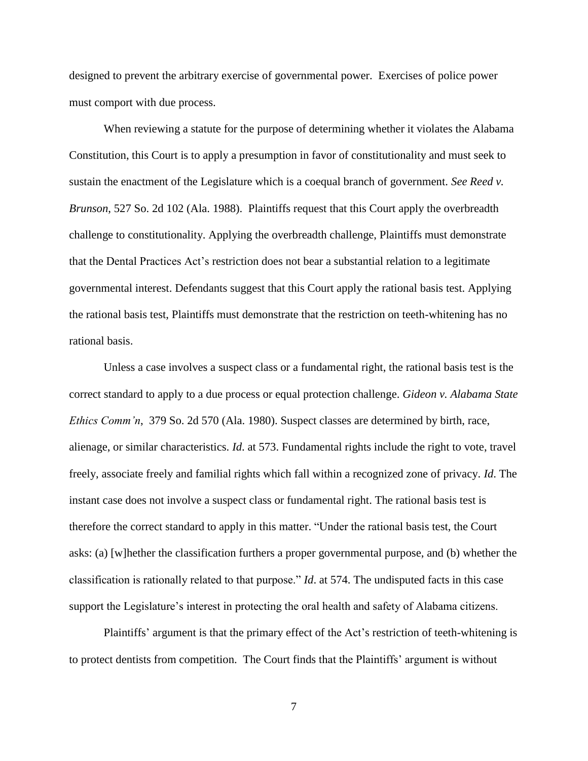designed to prevent the arbitrary exercise of governmental power. Exercises of police power must comport with due process.

When reviewing a statute for the purpose of determining whether it violates the Alabama Constitution, this Court is to apply a presumption in favor of constitutionality and must seek to sustain the enactment of the Legislature which is a coequal branch of government. *See Reed v. Brunson*, 527 So. 2d 102 (Ala. 1988). Plaintiffs request that this Court apply the overbreadth challenge to constitutionality. Applying the overbreadth challenge, Plaintiffs must demonstrate that the Dental Practices Act's restriction does not bear a substantial relation to a legitimate governmental interest. Defendants suggest that this Court apply the rational basis test. Applying the rational basis test, Plaintiffs must demonstrate that the restriction on teeth-whitening has no rational basis.

Unless a case involves a suspect class or a fundamental right, the rational basis test is the correct standard to apply to a due process or equal protection challenge. *Gideon v. Alabama State Ethics Comm'n*, 379 So. 2d 570 (Ala. 1980). Suspect classes are determined by birth, race, alienage, or similar characteristics. *Id*. at 573. Fundamental rights include the right to vote, travel freely, associate freely and familial rights which fall within a recognized zone of privacy. *Id*. The instant case does not involve a suspect class or fundamental right. The rational basis test is therefore the correct standard to apply in this matter. "Under the rational basis test, the Court asks: (a) [w]hether the classification furthers a proper governmental purpose, and (b) whether the classification is rationally related to that purpose." *Id*. at 574. The undisputed facts in this case support the Legislature's interest in protecting the oral health and safety of Alabama citizens.

Plaintiffs' argument is that the primary effect of the Act's restriction of teeth-whitening is to protect dentists from competition. The Court finds that the Plaintiffs' argument is without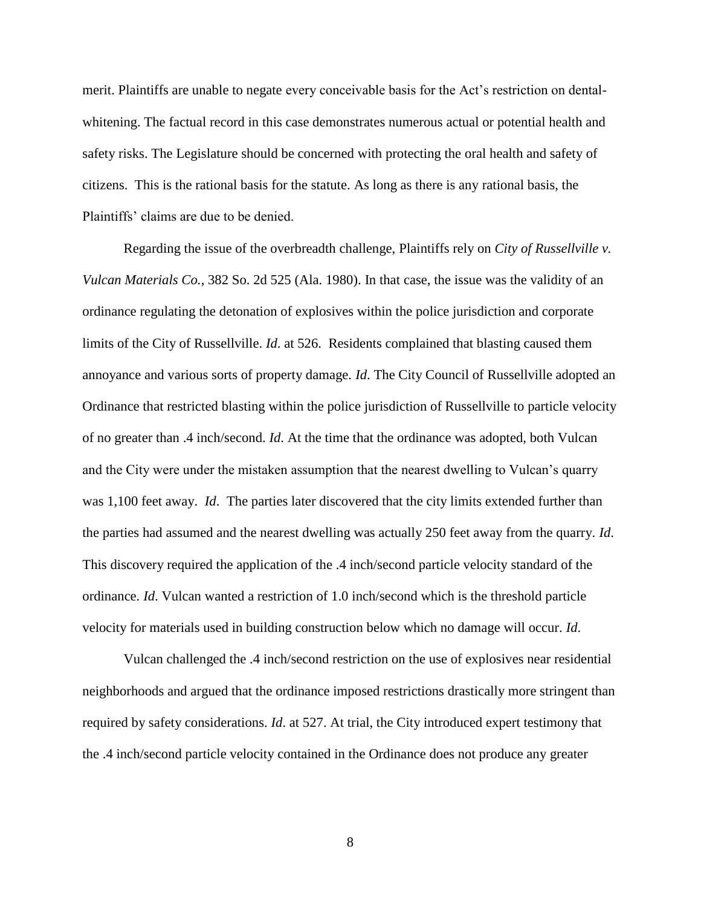merit. Plaintiffs are unable to negate every conceivable basis for the Act's restriction on dental-whitening. The factual record in this case demonstrates numerous actual or potential health and safety risks. The Legislature should be concerned with protecting the oral health and safety of citizens. This is the rational basis for the statute. As long as there is any rational basis, the Plaintiffs' claims are due to be denied.

Regarding the issue of the overbreadth challenge, Plaintiffs rely on *City of Russellville v. Vulcan Materials Co.*, 382 So. 2d 525 (Ala. 1980). In that case, the issue was the validity of an ordinance regulating the detonation of explosives within the police jurisdiction and corporate limits of the City of Russellville. *Id*. at 526. Residents complained that blasting caused them annoyance and various sorts of property damage. *Id*. The City Council of Russellville adopted an Ordinance that restricted blasting within the police jurisdiction of Russellville to particle velocity of no greater than .4 inch/second. *Id*. At the time that the ordinance was adopted, both Vulcan and the City were under the mistaken assumption that the nearest dwelling to Vulcan's quarry was 1,100 feet away. *Id*. The parties later discovered that the city limits extended further than the parties had assumed and the nearest dwelling was actually 250 feet away from the quarry. *Id*. This discovery required the application of the .4 inch/second particle velocity standard of the ordinance. *Id*. Vulcan wanted a restriction of 1.0 inch/second which is the threshold particle velocity for materials used in building construction below which no damage will occur. *Id*.

Vulcan challenged the .4 inch/second restriction on the use of explosives near residential neighborhoods and argued that the ordinance imposed restrictions drastically more stringent than required by safety considerations. *Id*. at 527. At trial, the City introduced expert testimony that the .4 inch/second particle velocity contained in the Ordinance does not produce any greater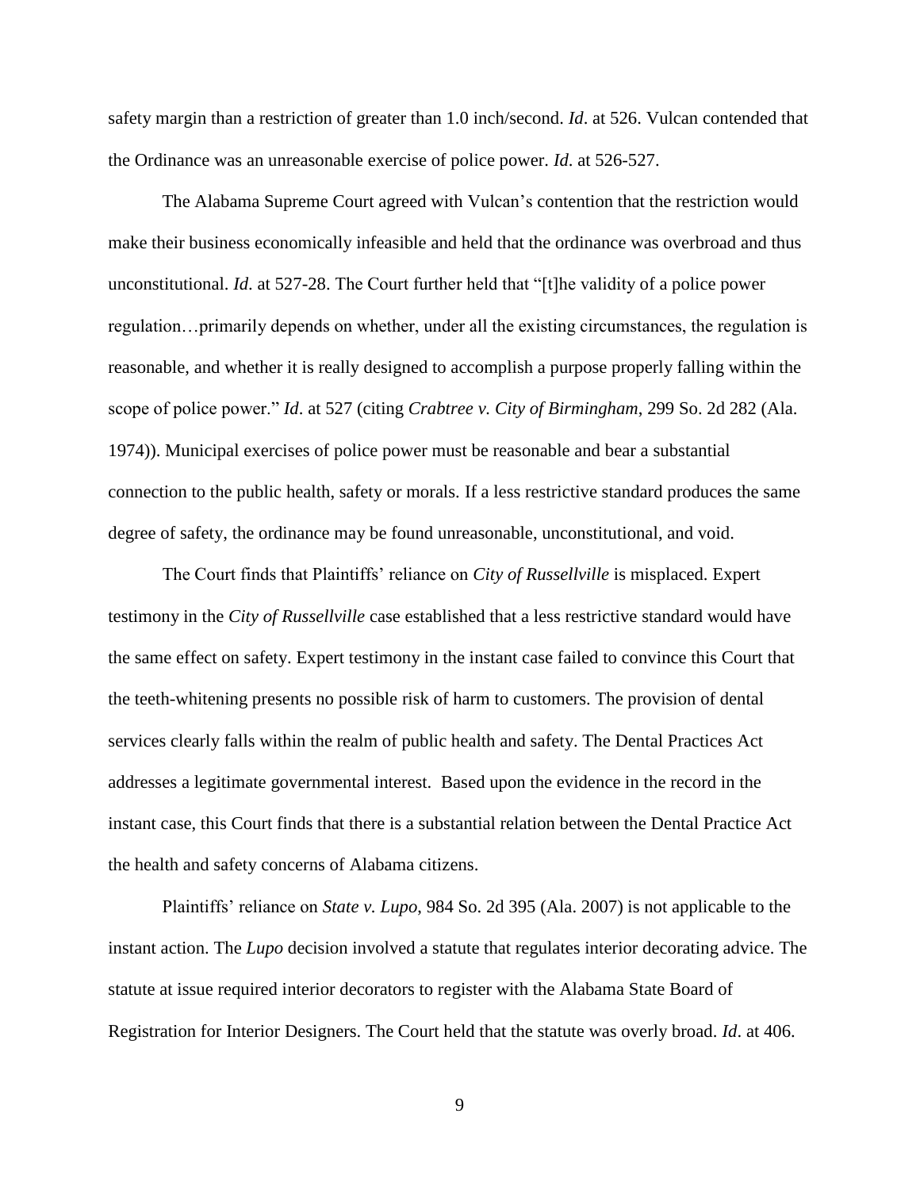safety margin than a restriction of greater than 1.0 inch/second. *Id*. at 526. Vulcan contended that the Ordinance was an unreasonable exercise of police power. *Id*. at 526-527.

The Alabama Supreme Court agreed with Vulcan's contention that the restriction would make their business economically infeasible and held that the ordinance was overbroad and thus unconstitutional. *Id*. at 527-28. The Court further held that "[t]he validity of a police power regulation…primarily depends on whether, under all the existing circumstances, the regulation is reasonable, and whether it is really designed to accomplish a purpose properly falling within the scope of police power." *Id*. at 527 (citing *Crabtree v. City of Birmingham*, 299 So. 2d 282 (Ala. 1974)). Municipal exercises of police power must be reasonable and bear a substantial connection to the public health, safety or morals. If a less restrictive standard produces the same degree of safety, the ordinance may be found unreasonable, unconstitutional, and void.

The Court finds that Plaintiffs' reliance on *City of Russellville* is misplaced. Expert testimony in the *City of Russellville* case established that a less restrictive standard would have the same effect on safety. Expert testimony in the instant case failed to convince this Court that the teeth-whitening presents no possible risk of harm to customers. The provision of dental services clearly falls within the realm of public health and safety. The Dental Practices Act addresses a legitimate governmental interest. Based upon the evidence in the record in the instant case, this Court finds that there is a substantial relation between the Dental Practice Act the health and safety concerns of Alabama citizens.

Plaintiffs' reliance on *State v. Lupo*, 984 So. 2d 395 (Ala. 2007) is not applicable to the instant action. The *Lupo* decision involved a statute that regulates interior decorating advice. The statute at issue required interior decorators to register with the Alabama State Board of Registration for Interior Designers. The Court held that the statute was overly broad. *Id*. at 406.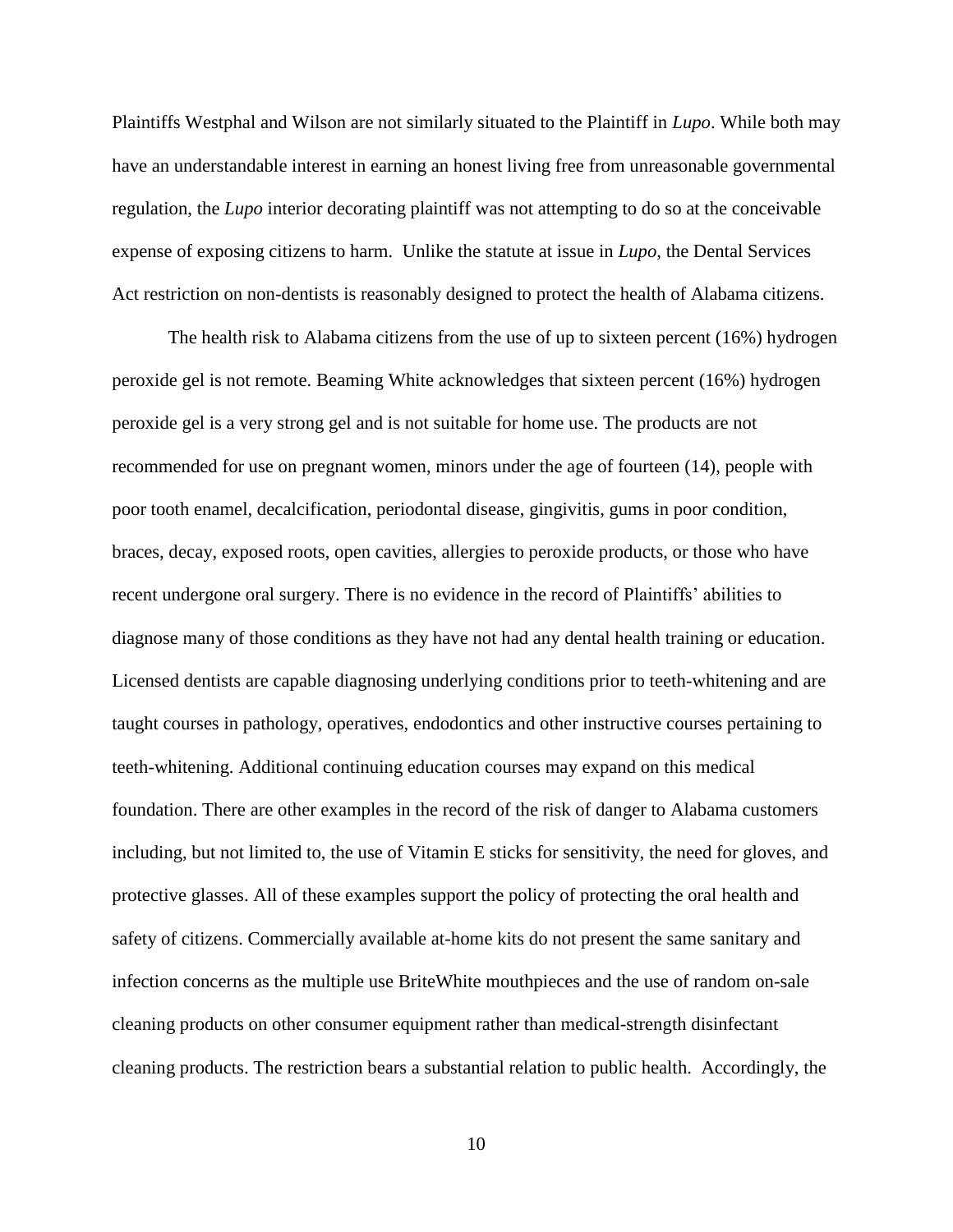Plaintiffs Westphal and Wilson are not similarly situated to the Plaintiff in *Lupo*. While both may have an understandable interest in earning an honest living free from unreasonable governmental regulation, the *Lupo* interior decorating plaintiff was not attempting to do so at the conceivable expense of exposing citizens to harm. Unlike the statute at issue in *Lupo*, the Dental Services Act restriction on non-dentists is reasonably designed to protect the health of Alabama citizens.

The health risk to Alabama citizens from the use of up to sixteen percent (16%) hydrogen peroxide gel is not remote. Beaming White acknowledges that sixteen percent (16%) hydrogen peroxide gel is a very strong gel and is not suitable for home use. The products are not recommended for use on pregnant women, minors under the age of fourteen (14), people with poor tooth enamel, decalcification, periodontal disease, gingivitis, gums in poor condition, braces, decay, exposed roots, open cavities, allergies to peroxide products, or those who have recent undergone oral surgery. There is no evidence in the record of Plaintiffs' abilities to diagnose many of those conditions as they have not had any dental health training or education. Licensed dentists are capable diagnosing underlying conditions prior to teeth-whitening and are taught courses in pathology, operatives, endodontics and other instructive courses pertaining to teeth-whitening. Additional continuing education courses may expand on this medical foundation. There are other examples in the record of the risk of danger to Alabama customers including, but not limited to, the use of Vitamin E sticks for sensitivity, the need for gloves, and protective glasses. All of these examples support the policy of protecting the oral health and safety of citizens. Commercially available at-home kits do not present the same sanitary and infection concerns as the multiple use BriteWhite mouthpieces and the use of random on-sale cleaning products on other consumer equipment rather than medical-strength disinfectant cleaning products. The restriction bears a substantial relation to public health. Accordingly, the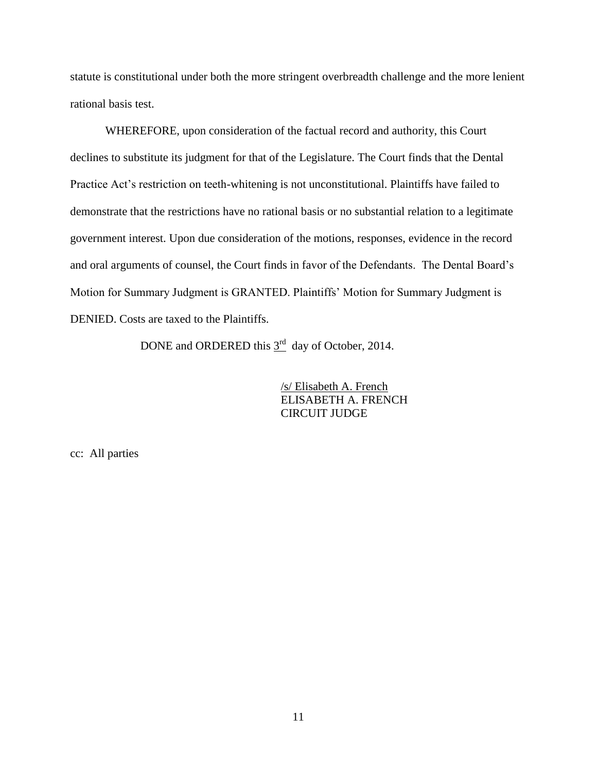statute is constitutional under both the more stringent overbreadth challenge and the more lenient rational basis test.

WHEREFORE, upon consideration of the factual record and authority, this Court declines to substitute its judgment for that of the Legislature. The Court finds that the Dental Practice Act's restriction on teeth-whitening is not unconstitutional. Plaintiffs have failed to demonstrate that the restrictions have no rational basis or no substantial relation to a legitimate government interest. Upon due consideration of the motions, responses, evidence in the record and oral arguments of counsel, the Court finds in favor of the Defendants. The Dental Board's Motion for Summary Judgment is GRANTED. Plaintiffs' Motion for Summary Judgment is DENIED. Costs are taxed to the Plaintiffs.

DONE and ORDERED this 3rd day of October, 2014.

/s/ Elisabeth A. French
ELISABETH A. FRENCH
CIRCUIT JUDGE

cc: All parties